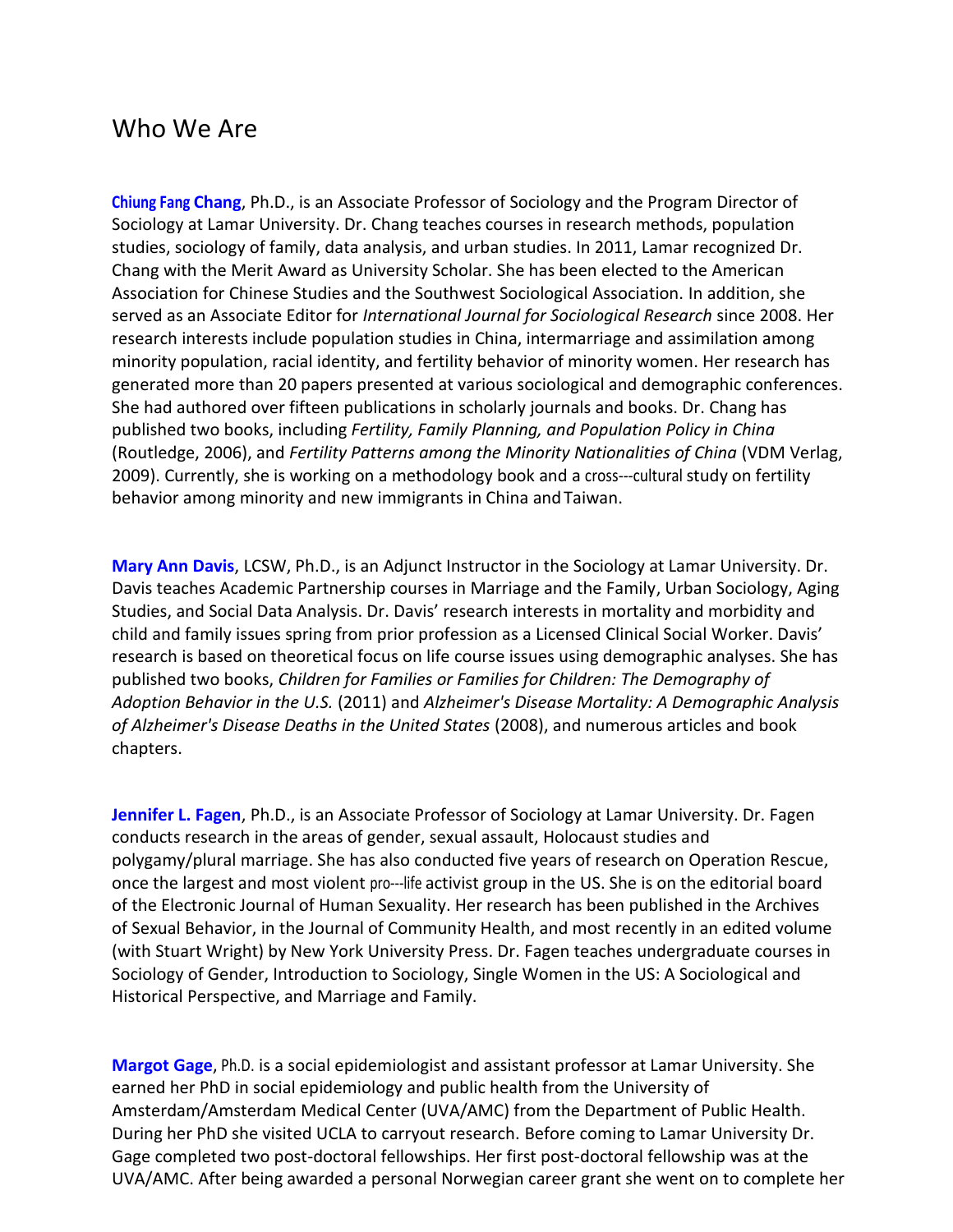# Who We Are

**Chiung Fang Chang**, Ph.D., is an Associate Professor of Sociology and the Program Director of Sociology at Lamar University. Dr. Chang teaches courses in research methods, population studies, sociology of family, data analysis, and urban studies. In 2011, Lamar recognized Dr. Chang with the Merit Award as University Scholar. She has been elected to the American Association for Chinese Studies and the Southwest Sociological Association. In addition, she served as an Associate Editor for *International Journal for Sociological Research* since 2008. Her research interests include population studies in China, intermarriage and assimilation among minority population, racial identity, and fertility behavior of minority women. Her research has generated more than 20 papers presented at various sociological and demographic conferences. She had authored over fifteen publications in scholarly journals and books. Dr. Chang has published two books, including *Fertility, Family Planning, and Population Policy in China* (Routledge, 2006), and *Fertility Patterns among the Minority Nationalities of China* (VDM Verlag, 2009). Currently, she is working on a methodology book and a cross---cultural study on fertility behavior among minority and new immigrants in China and Taiwan.

**Mary Ann Davis**, LCSW, Ph.D., is an Adjunct Instructor in the Sociology at Lamar University. Dr. Davis teaches Academic Partnership courses in Marriage and the Family, Urban Sociology, Aging Studies, and Social Data Analysis. Dr. Davis' research interests in mortality and morbidity and child and family issues spring from prior profession as a Licensed Clinical Social Worker. Davis' research is based on theoretical focus on life course issues using demographic analyses. She has published two books, *Children for Families or Families for Children: The Demography of Adoption Behavior in the U.S.* (2011) and *Alzheimer's Disease Mortality: A Demographic Analysis of Alzheimer's Disease Deaths in the United States* (2008), and numerous articles and book chapters.

**Jennifer L. Fagen**, Ph.D., is an Associate Professor of Sociology at Lamar University. Dr. Fagen conducts research in the areas of gender, sexual assault, Holocaust studies and polygamy/plural marriage. She has also conducted five years of research on Operation Rescue, once the largest and most violent pro---life activist group in the US. She is on the editorial board of the Electronic Journal of Human Sexuality. Her research has been published in the Archives of Sexual Behavior, in the Journal of Community Health, and most recently in an edited volume (with Stuart Wright) by New York University Press. Dr. Fagen teaches undergraduate courses in Sociology of Gender, Introduction to Sociology, Single Women in the US: A Sociological and Historical Perspective, and Marriage and Family.

**Margot Gage**, Ph.D. is a social epidemiologist and assistant professor at Lamar University. She earned her PhD in social epidemiology and public health from the University of Amsterdam/Amsterdam Medical Center (UVA/AMC) from the Department of Public Health. During her PhD she visited UCLA to carryout research. Before coming to Lamar University Dr. Gage completed two post-doctoral fellowships. Her first post-doctoral fellowship was at the UVA/AMC. After being awarded a personal Norwegian career grant she went on to complete her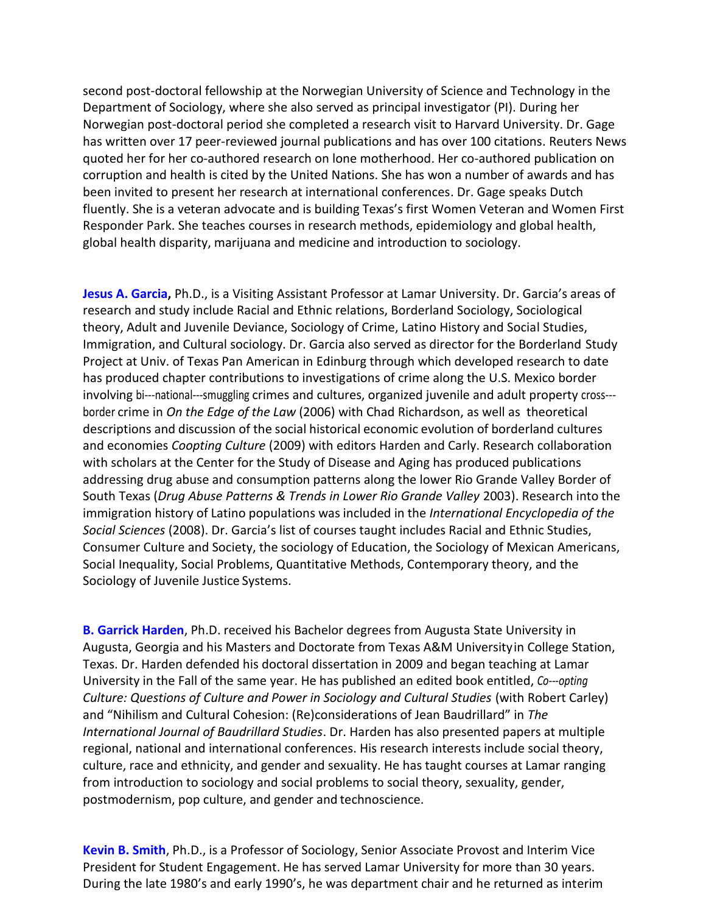second post-doctoral fellowship at the Norwegian University of Science and Technology in the Department of Sociology, where she also served as principal investigator (PI). During her Norwegian post-doctoral period she completed a research visit to Harvard University. Dr. Gage has written over 17 peer-reviewed journal publications and has over 100 citations. Reuters News quoted her for her co-authored research on lone motherhood. Her co-authored publication on corruption and health is cited by the United Nations. She has won a number of awards and has been invited to present her research at international conferences. Dr. Gage speaks Dutch fluently. She is a veteran advocate and is building Texas's first Women Veteran and Women First Responder Park. She teaches courses in research methods, epidemiology and global health, global health disparity, marijuana and medicine and introduction to sociology.

**Jesus A. Garcia,** Ph.D., is a Visiting Assistant Professor at Lamar University. Dr. Garcia's areas of research and study include Racial and Ethnic relations, Borderland Sociology, Sociological theory, Adult and Juvenile Deviance, Sociology of Crime, Latino History and Social Studies, Immigration, and Cultural sociology. Dr. Garcia also served as director for the Borderland Study Project at Univ. of Texas Pan American in Edinburg through which developed research to date has produced chapter contributions to investigations of crime along the U.S. Mexico border involving bi---national---smuggling crimes and cultures, organized juvenile and adult property cross---border crime in *On the Edge of the Law* (2006) with Chad Richardson, as well as theoretical descriptions and discussion of the social historical economic evolution of borderland cultures and economies *Coopting Culture* (2009) with editors Harden and Carly. Research collaboration with scholars at the Center for the Study of Disease and Aging has produced publications addressing drug abuse and consumption patterns along the lower Rio Grande Valley Border of South Texas (*Drug Abuse Patterns & Trends in Lower Rio Grande Valley* 2003). Research into the immigration history of Latino populations was included in the *International Encyclopedia of the Social Sciences* (2008). Dr. Garcia's list of courses taught includes Racial and Ethnic Studies, Consumer Culture and Society, the sociology of Education, the Sociology of Mexican Americans, Social Inequality, Social Problems, Quantitative Methods, Contemporary theory, and the Sociology of Juvenile Justice Systems.

**B. Garrick Harden**, Ph.D. received his Bachelor degrees from Augusta State University in Augusta, Georgia and his Masters and Doctorate from Texas A&M University in College Station, Texas. Dr. Harden defended his doctoral dissertation in 2009 and began teaching at Lamar University in the Fall of the same year. He has published an edited book entitled, *Co---opting Culture: Questions of Culture and Power in Sociology and Cultural Studies* (with Robert Carley) and "Nihilism and Cultural Cohesion: (Re)considerations of Jean Baudrillard" in *The International Journal of Baudrillard Studies*. Dr. Harden has also presented papers at multiple regional, national and international conferences. His research interests include social theory, culture, race and ethnicity, and gender and sexuality. He has taught courses at Lamar ranging from introduction to sociology and social problems to social theory, sexuality, gender, postmodernism, pop culture, and gender and technoscience.

**Kevin B. Smith**, Ph.D., is a Professor of Sociology, Senior Associate Provost and Interim Vice President for Student Engagement. He has served Lamar University for more than 30 years. During the late 1980's and early 1990's, he was department chair and he returned as interim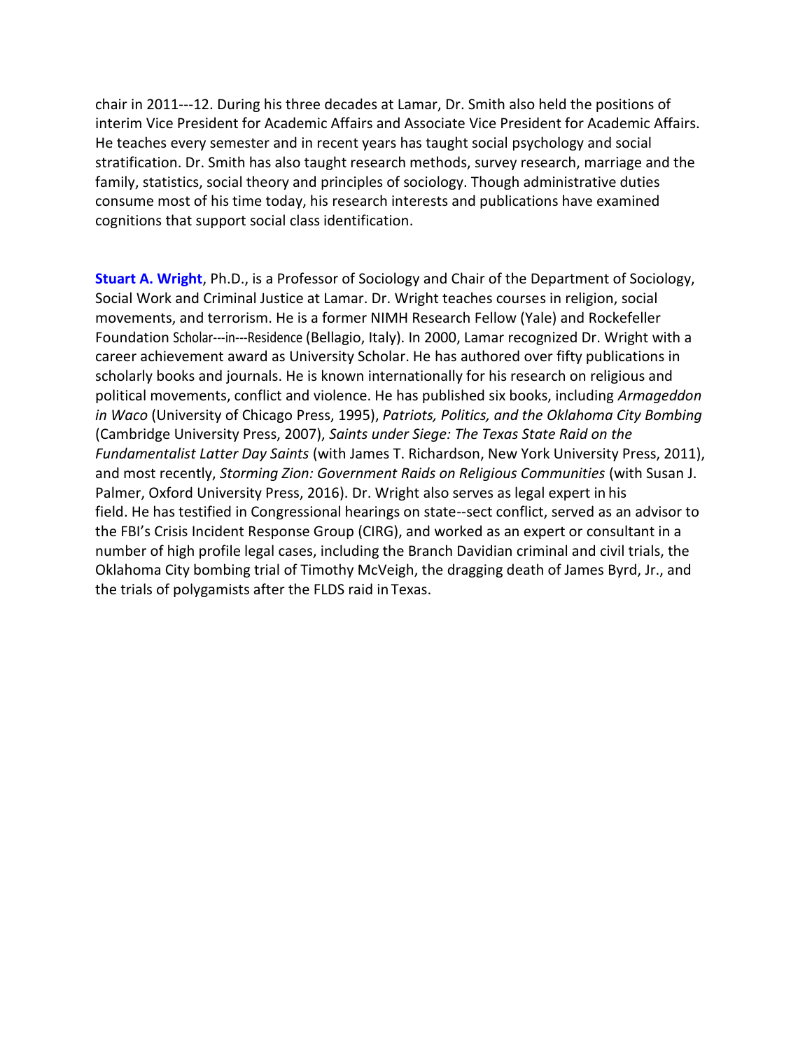chair in 2011---12. During his three decades at Lamar, Dr. Smith also held the positions of interim Vice President for Academic Affairs and Associate Vice President for Academic Affairs. He teaches every semester and in recent years has taught social psychology and social stratification. Dr. Smith has also taught research methods, survey research, marriage and the family, statistics, social theory and principles of sociology. Though administrative duties consume most of his time today, his research interests and publications have examined cognitions that support social class identification.

**Stuart A. Wright**, Ph.D., is a Professor of Sociology and Chair of the Department of Sociology, Social Work and Criminal Justice at Lamar. Dr. Wright teaches courses in religion, social movements, and terrorism. He is a former NIMH Research Fellow (Yale) and Rockefeller Foundation Scholar---in---Residence (Bellagio, Italy). In 2000, Lamar recognized Dr. Wright with a career achievement award as University Scholar. He has authored over fifty publications in scholarly books and journals. He is known internationally for his research on religious and political movements, conflict and violence. He has published six books, including *Armageddon in Waco* (University of Chicago Press, 1995), *Patriots, Politics, and the Oklahoma City Bombing* (Cambridge University Press, 2007), *Saints under Siege: The Texas State Raid on the Fundamentalist Latter Day Saints* (with James T. Richardson, New York University Press, 2011), and most recently, *Storming Zion: Government Raids on Religious Communities* (with Susan J. Palmer, Oxford University Press, 2016). Dr. Wright also serves as legal expert in his field. He has testified in Congressional hearings on state--sect conflict, served as an advisor to the FBI's Crisis Incident Response Group (CIRG), and worked as an expert or consultant in a number of high profile legal cases, including the Branch Davidian criminal and civil trials, the Oklahoma City bombing trial of Timothy McVeigh, the dragging death of James Byrd, Jr., and the trials of polygamists after the FLDS raid in Texas.